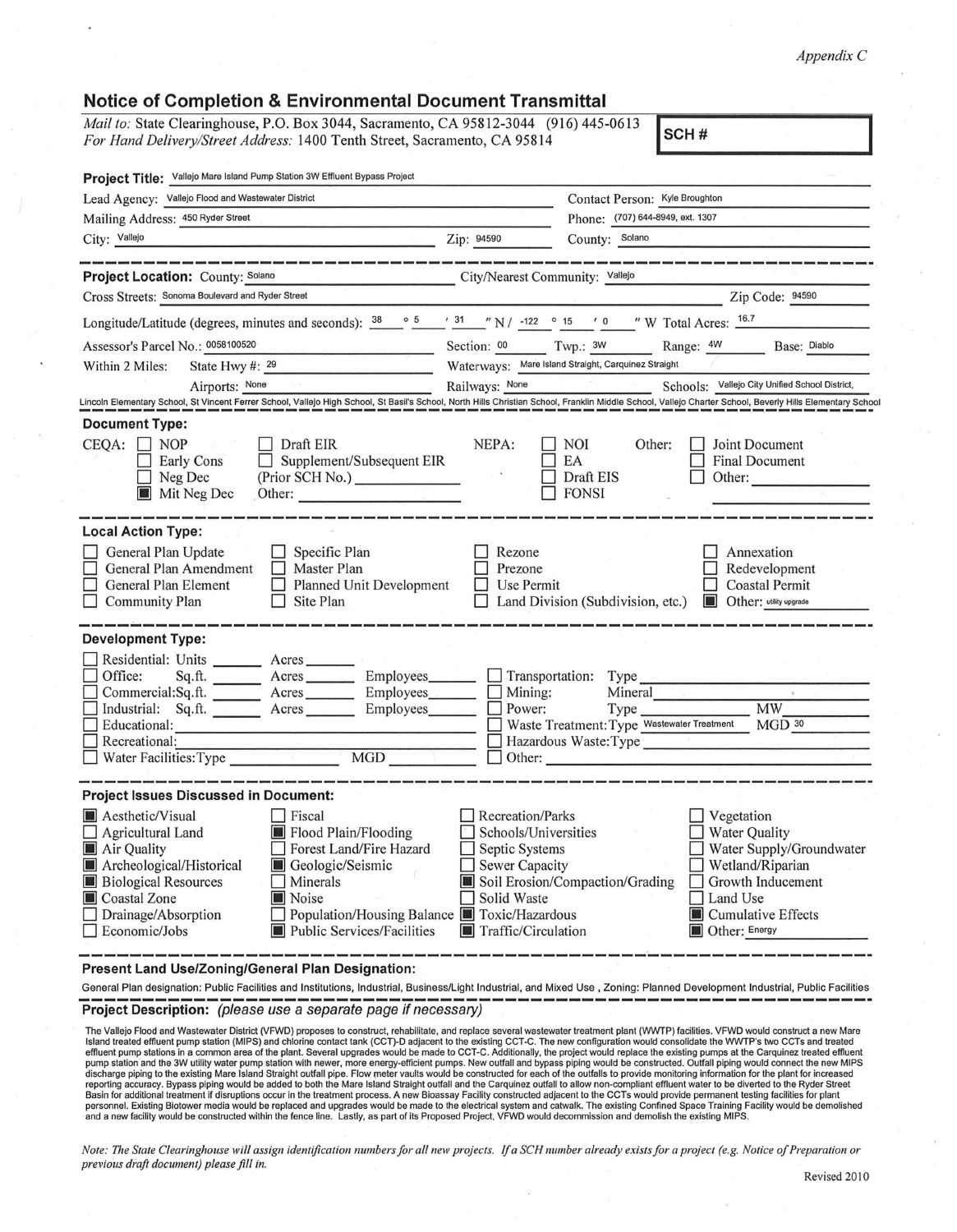*Appendix C*

## Notice of Completion & Environmental Document Transmittal

*Mail to:* State Clearinghouse, P.O. Box 3044, Sacramento, CA 95812-3044 (916) 445-0613
*For Hand Delivery/Street Address:* 1400 Tenth Street, Sacramento, CA 95814

**SCH #**

**Project Title:** Vallejo Mare Island Pump Station 3W Effluent Bypass Project

Lead Agency: Vallejo Flood and Wastewater District — Contact Person: Kyle Broughton

Mailing Address: 450 Ryder Street — Phone: (707) 644-8949, ext. 1307

City: Vallejo — Zip: 94590 — County: Solano

---

**Project Location:** County: Solano — City/Nearest Community: Vallejo

Cross Streets: Sonoma Boulevard and Ryder Street — Zip Code: 94590

Longitude/Latitude (degrees, minutes and seconds): 38 ° 5 ' 31 " N / -122 ° 15 ' 0 " W Total Acres: 16.7

Assessor's Parcel No.: 0058100520 — Section: 00 — Twp.: 3W — Range: 4W — Base: Diablo

Within 2 Miles: State Hwy #: 29 — Waterways: Mare Island Straight, Carquinez Straight

Airports: None — Railways: None — Schools: Vallejo City Unified School District, Lincoln Elementary School, St Vincent Ferrer School, Vallejo High School, St Basil's School, North Hills Christian School, Franklin Middle School, Vallejo Charter School, Beverly Hills Elementary School

---

**Document Type:**

CEQA:
- ☐ NOP
- ☐ Early Cons
- ☐ Neg Dec
- ☒ Mit Neg Dec
- ☐ Draft EIR
- ☐ Supplement/Subsequent EIR (Prior SCH No.) ______
- Other: ______

NEPA:
- ☐ NOI
- ☐ EA
- ☐ Draft EIS
- ☐ FONSI

Other:
- ☐ Joint Document
- ☐ Final Document
- ☐ Other: ______

---

**Local Action Type:**

- ☐ General Plan Update
- ☐ General Plan Amendment
- ☐ General Plan Element
- ☐ Community Plan
- ☐ Specific Plan
- ☐ Master Plan
- ☐ Planned Unit Development
- ☐ Site Plan
- ☐ Rezone
- ☐ Prezone
- ☐ Use Permit
- ☐ Land Division (Subdivision, etc.)
- ☐ Annexation
- ☐ Redevelopment
- ☐ Coastal Permit
- ☒ Other: utility upgrade

---

**Development Type:**

- ☐ Residential: Units ______ Acres ______
- ☐ Office: Sq.ft. ______ Acres ______ Employees ______
- ☐ Commercial: Sq.ft. ______ Acres ______ Employees ______
- ☐ Industrial: Sq.ft. ______ Acres ______ Employees ______
- ☐ Educational: ______
- ☐ Recreational: ______
- ☐ Water Facilities: Type ______ MGD ______
- ☐ Transportation: Type ______
- ☐ Mining: Mineral ______
- ☐ Power: Type ______ MW ______
- ☐ Waste Treatment: Type Wastewater Treatment MGD 30
- ☐ Hazardous Waste: Type ______
- ☐ Other: ______

---

**Project Issues Discussed in Document:**

- ☒ Aesthetic/Visual
- ☐ Agricultural Land
- ☒ Air Quality
- ☒ Archeological/Historical
- ☒ Biological Resources
- ☒ Coastal Zone
- ☐ Drainage/Absorption
- ☐ Economic/Jobs
- ☐ Fiscal
- ☒ Flood Plain/Flooding
- ☐ Forest Land/Fire Hazard
- ☒ Geologic/Seismic
- ☐ Minerals
- ☒ Noise
- ☐ Population/Housing Balance
- ☒ Public Services/Facilities
- ☐ Recreation/Parks
- ☐ Schools/Universities
- ☐ Septic Systems
- ☐ Sewer Capacity
- ☒ Soil Erosion/Compaction/Grading
- ☐ Solid Waste
- ☒ Toxic/Hazardous
- ☒ Traffic/Circulation
- ☐ Vegetation
- ☐ Water Quality
- ☐ Water Supply/Groundwater
- ☐ Wetland/Riparian
- ☐ Growth Inducement
- ☐ Land Use
- ☒ Cumulative Effects
- ☒ Other: Energy

---

**Present Land Use/Zoning/General Plan Designation:**

General Plan designation: Public Facilities and Institutions, Industrial, Business/Light Industrial, and Mixed Use , Zoning: Planned Development Industrial, Public Facilities

---

**Project Description:** *(please use a separate page if necessary)*

The Vallejo Flood and Wastewater District (VFWD) proposes to construct, rehabilitate, and replace several wastewater treatment plant (WWTP) facilities. VFWD would construct a new Mare Island treated effluent pump station (MIPS) and chlorine contact tank (CCT)-D adjacent to the existing CCT-C. The new configuration would consolidate the WWTP's two CCTs and treated effluent pump stations in a common area of the plant. Several upgrades would be made to CCT-C. Additionally, the project would replace the existing pumps at the Carquinez treated effluent pump station and the 3W utility water pump station with newer, more energy-efficient pumps. New outfall and bypass piping would be constructed. Outfall piping would connect the new MIPS discharge piping to the existing Mare Island Straight outfall pipe. Flow meter vaults would be constructed for each of the outfalls to provide monitoring information for the plant for increased reporting accuracy. Bypass piping would be added to both the Mare Island Straight outfall and the Carquinez outfall to allow non-compliant effluent water to be diverted to the Ryder Street Basin for additional treatment if disruptions occur in the treatment process. A new Bioassay Facility constructed adjacent to the CCTs would provide permanent testing facilities for plant personnel. Existing Biotower media would be replaced and upgrades would be made to the electrical system and catwalk. The existing Confined Space Training Facility would be demolished and a new facility would be constructed within the fence line. Lastly, as part of its Proposed Project, VFWD would decommission and demolish the existing MIPS.

*Note: The State Clearinghouse will assign identification numbers for all new projects. If a SCH number already exists for a project (e.g. Notice of Preparation or previous draft document) please fill in.*

Revised 2010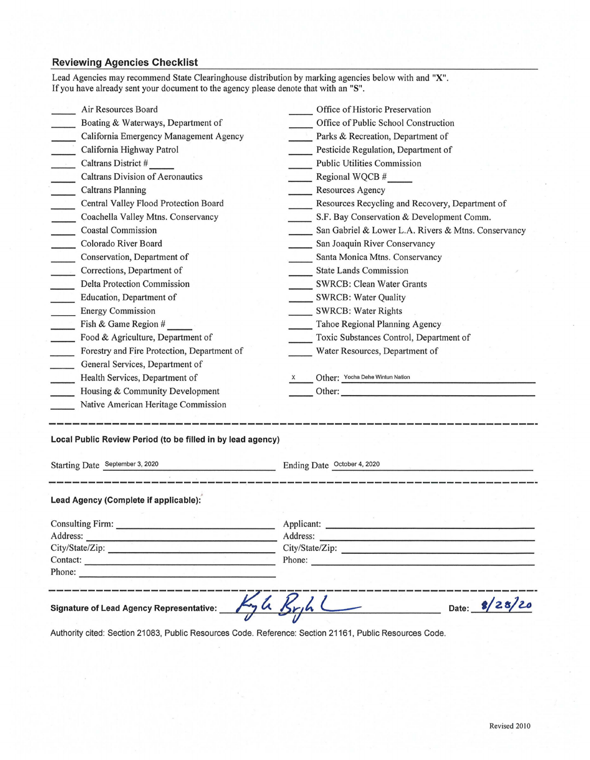## Reviewing Agencies Checklist

Lead Agencies may recommend State Clearinghouse distribution by marking agencies below with and "X".
If you have already sent your document to the agency please denote that with an "S".

- _____ Air Resources Board
- _____ Boating & Waterways, Department of
- _____ California Emergency Management Agency
- _____ California Highway Patrol
- _____ Caltrans District # _____
- _____ Caltrans Division of Aeronautics
- _____ Caltrans Planning
- _____ Central Valley Flood Protection Board
- _____ Coachella Valley Mtns. Conservancy
- _____ Coastal Commission
- _____ Colorado River Board
- _____ Conservation, Department of
- _____ Corrections, Department of
- _____ Delta Protection Commission
- _____ Education, Department of
- _____ Energy Commission
- _____ Fish & Game Region # _____
- _____ Food & Agriculture, Department of
- _____ Forestry and Fire Protection, Department of
- _____ General Services, Department of
- _____ Health Services, Department of
- _____ Housing & Community Development
- _____ Native American Heritage Commission
- _____ Office of Historic Preservation
- _____ Office of Public School Construction
- _____ Parks & Recreation, Department of
- _____ Pesticide Regulation, Department of
- _____ Public Utilities Commission
- _____ Regional WQCB # _____
- _____ Resources Agency
- _____ Resources Recycling and Recovery, Department of
- _____ S.F. Bay Conservation & Development Comm.
- _____ San Gabriel & Lower L.A. Rivers & Mtns. Conservancy
- _____ San Joaquin River Conservancy
- _____ Santa Monica Mtns. Conservancy
- _____ State Lands Commission
- _____ SWRCB: Clean Water Grants
- _____ SWRCB: Water Quality
- _____ SWRCB: Water Rights
- _____ Tahoe Regional Planning Agency
- _____ Toxic Substances Control, Department of
- _____ Water Resources, Department of
- X Other: Yocha Dehe Wintun Nation
- _____ Other: _____

---

**Local Public Review Period (to be filled in by lead agency)**

Starting Date September 3, 2020 Ending Date October 4, 2020

---

**Lead Agency (Complete if applicable):**

Consulting Firm: _____
Address: _____
City/State/Zip: _____
Contact: _____
Phone: _____

Applicant: _____
Address: _____
City/State/Zip: _____
Phone: _____

---

**Signature of Lead Agency Representative:** Kyle Bryhl Date: 8/28/20

Authority cited: Section 21083, Public Resources Code. Reference: Section 21161, Public Resources Code.

Revised 2010